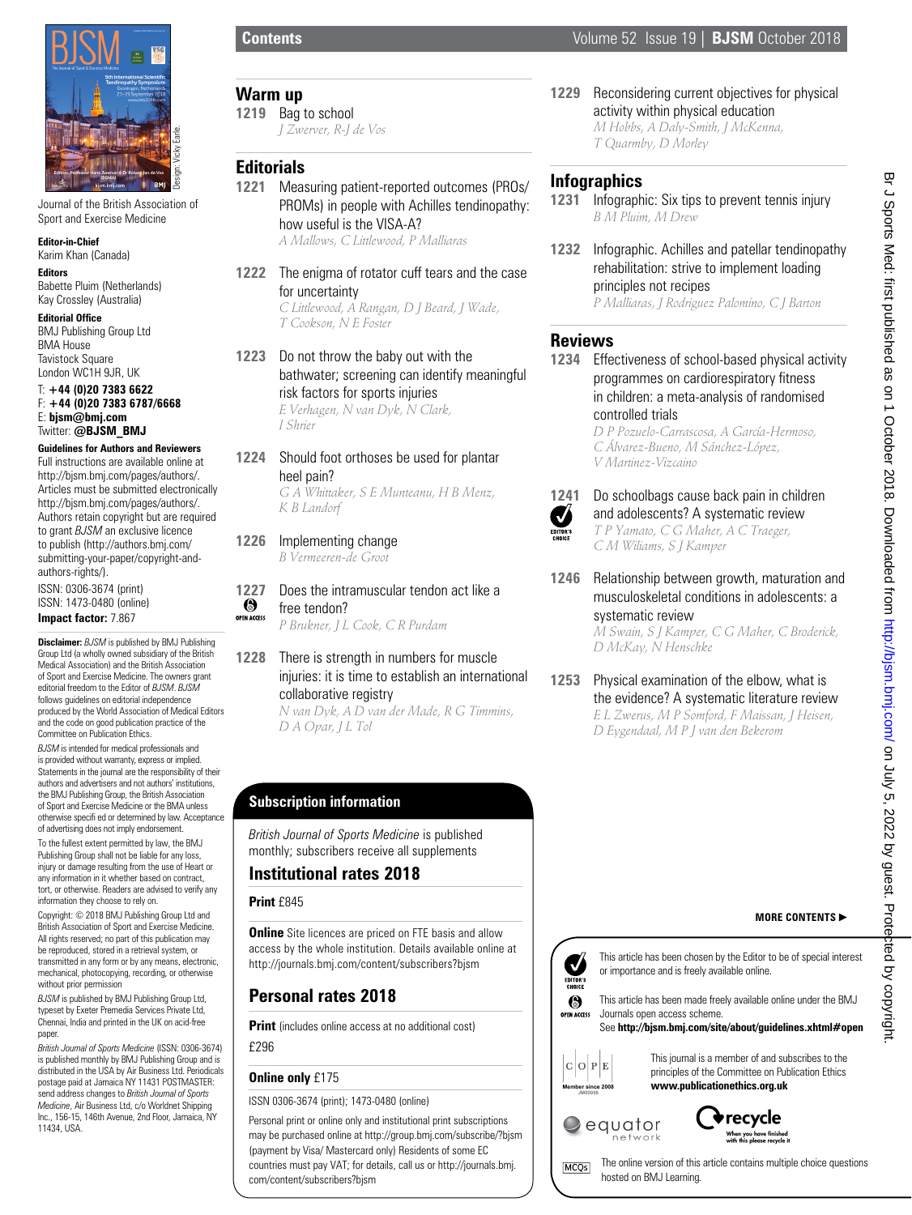# Contents

Volume 52 Issue 19 | **BJSM** October 2018

Journal of the British Association of Sport and Exercise Medicine

**Editor-in-Chief**
Karim Khan (Canada)

**Editors**
Babette Pluim (Netherlands)
Kay Crossley (Australia)

**Editorial Office**
BMJ Publishing Group Ltd
BMA House
Tavistock Square
London WC1H 9JR, UK

T: **+44 (0)20 7383 6622**
F: **+44 (0)20 7383 6787/6668**
E: **bjsm@bmj.com**
Twitter: **@BJSM_BMJ**

**Guidelines for Authors and Reviewers**
Full instructions are available online at http://bjsm.bmj.com/pages/authors/. Articles must be submitted electronically http://bjsm.bmj.com/pages/authors/. Authors retain copyright but are required to grant *BJSM* an exclusive licence to publish (http://authors.bmj.com/submitting-your-paper/copyright-and-authors-rights/).

ISSN: 0306-3674 (print)
ISSN: 1473-0480 (online)
**Impact factor:** 7.867

**Disclaimer:** *BJSM* is published by BMJ Publishing Group Ltd (a wholly owned subsidiary of the British Medical Association) and the British Association of Sport and Exercise Medicine. The owners grant editorial freedom to the Editor of *BJSM*. *BJSM* follows guidelines on editorial independence produced by the World Association of Medical Editors and the code on good publication practice of the Committee on Publication Ethics.

*BJSM* is intended for medical professionals and is provided without warranty, express or implied. Statements in the journal are the responsibility of their authors and advertisers and not authors' institutions, the BMJ Publishing Group, the British Association of Sport and Exercise Medicine or the BMA unless otherwise specified or determined by law. Acceptance of advertising does not imply endorsement.

To the fullest extent permitted by law, the BMJ Publishing Group shall not be liable for any loss, injury or damage resulting from the use of Heart or any information in it whether based on contract, tort, or otherwise. Readers are advised to verify any information they choose to rely on.

Copyright: © 2018 BMJ Publishing Group Ltd and British Association of Sport and Exercise Medicine. All rights reserved; no part of this publication may be reproduced, stored in a retrieval system, or transmitted in any form or by any means, electronic, mechanical, photocopying, recording, or otherwise without prior permission

*BJSM* is published by BMJ Publishing Group Ltd, typeset by Exeter Premedia Services Private Ltd, Chennai, India and printed in the UK on acid-free paper.

*British Journal of Sports Medicine* (ISSN: 0306-3674) is published monthly by BMJ Publishing Group and is distributed in the USA by Air Business Ltd. Periodicals postage paid at Jamaica NY 11431 POSTMASTER: send address changes to *British Journal of Sports Medicine*, Air Business Ltd, c/o Worldnet Shipping Inc., 156-15, 146th Avenue, 2nd Floor, Jamaica, NY 11434, USA.

## Warm up

**1219** Bag to school
*J Zwerver, R-J de Vos*

## Editorials

**1221** Measuring patient-reported outcomes (PROs/PROMs) in people with Achilles tendinopathy: how useful is the VISA-A?
*A Mallows, C Littlewood, P Malliaras*

**1222** The enigma of rotator cuff tears and the case for uncertainty
*C Littlewood, A Rangan, D J Beard, J Wade, T Cookson, N E Foster*

**1223** Do not throw the baby out with the bathwater; screening can identify meaningful risk factors for sports injuries
*E Verhagen, N van Dyk, N Clark, I Shrier*

**1224** Should foot orthoses be used for plantar heel pain?
*G A Whittaker, S E Munteanu, H B Menz, K B Landorf*

**1226** Implementing change
*B Vermeeren-de Groot*

**1227** Does the intramuscular tendon act like a free tendon? (OPEN ACCESS)
*P Brukner, J L Cook, C R Purdam*

**1228** There is strength in numbers for muscle injuries: it is time to establish an international collaborative registry
*N van Dyk, A D van der Made, R G Timmins, D A Opar, J L Tol*

**1229** Reconsidering current objectives for physical activity within physical education
*M Hobbs, A Daly-Smith, J McKenna, T Quarmby, D Morley*

## Infographics

**1231** Infographic: Six tips to prevent tennis injury
*B M Pluim, M Drew*

**1232** Infographic. Achilles and patellar tendinopathy rehabilitation: strive to implement loading principles not recipes
*P Malliaras, J Rodriguez Palomino, C J Barton*

## Reviews

**1234** Effectiveness of school-based physical activity programmes on cardiorespiratory fitness in children: a meta-analysis of randomised controlled trials
*D P Pozuelo-Carrascosa, A García-Hermoso, C Álvarez-Bueno, M Sánchez-López, V Martinez-Vizcaino*

**1241** Do schoolbags cause back pain in children and adolescents? A systematic review (EDITOR'S CHOICE)
*T P Yamato, C G Maher, A C Traeger, C M Wiliams, S J Kamper*

**1246** Relationship between growth, maturation and musculoskeletal conditions in adolescents: a systematic review
*M Swain, S J Kamper, C G Maher, C Broderick, D McKay, N Henschke*

**1253** Physical examination of the elbow, what is the evidence? A systematic literature review
*E L Zwerus, M P Somford, F Maissan, J Heisen, D Eygendaal, M P J van den Bekerom*

**MORE CONTENTS ►**

## Subscription information

*British Journal of Sports Medicine* is published monthly; subscribers receive all supplements

### Institutional rates 2018

**Print** £845

**Online** Site licences are priced on FTE basis and allow access by the whole institution. Details available online at http://journals.bmj.com/content/subscribers?bjsm

### Personal rates 2018

**Print** (includes online access at no additional cost)
£296

**Online only** £175

ISSN 0306-3674 (print); 1473-0480 (online)

Personal print or online only and institutional print subscriptions may be purchased online at http://group.bmj.com/subscribe/?bjsm (payment by Visa/ Mastercard only) Residents of some EC countries must pay VAT; for details, call us or http://journals.bmj.com/content/subscribers?bjsm

EDITOR'S CHOICE: This article has been chosen by the Editor to be of special interest or importance and is freely available online.

OPEN ACCESS: This article has been made freely available online under the BMJ Journals open access scheme. See **http://bjsm.bmj.com/site/about/guidelines.xhtml#open**

COPE (Member since 2008): This journal is a member of and subscribes to the principles of the Committee on Publication Ethics **www.publicationethics.org.uk**

equator network

recycle — When you have finished with this please recycle it

MCQs: The online version of this article contains multiple choice questions hosted on BMJ Learning.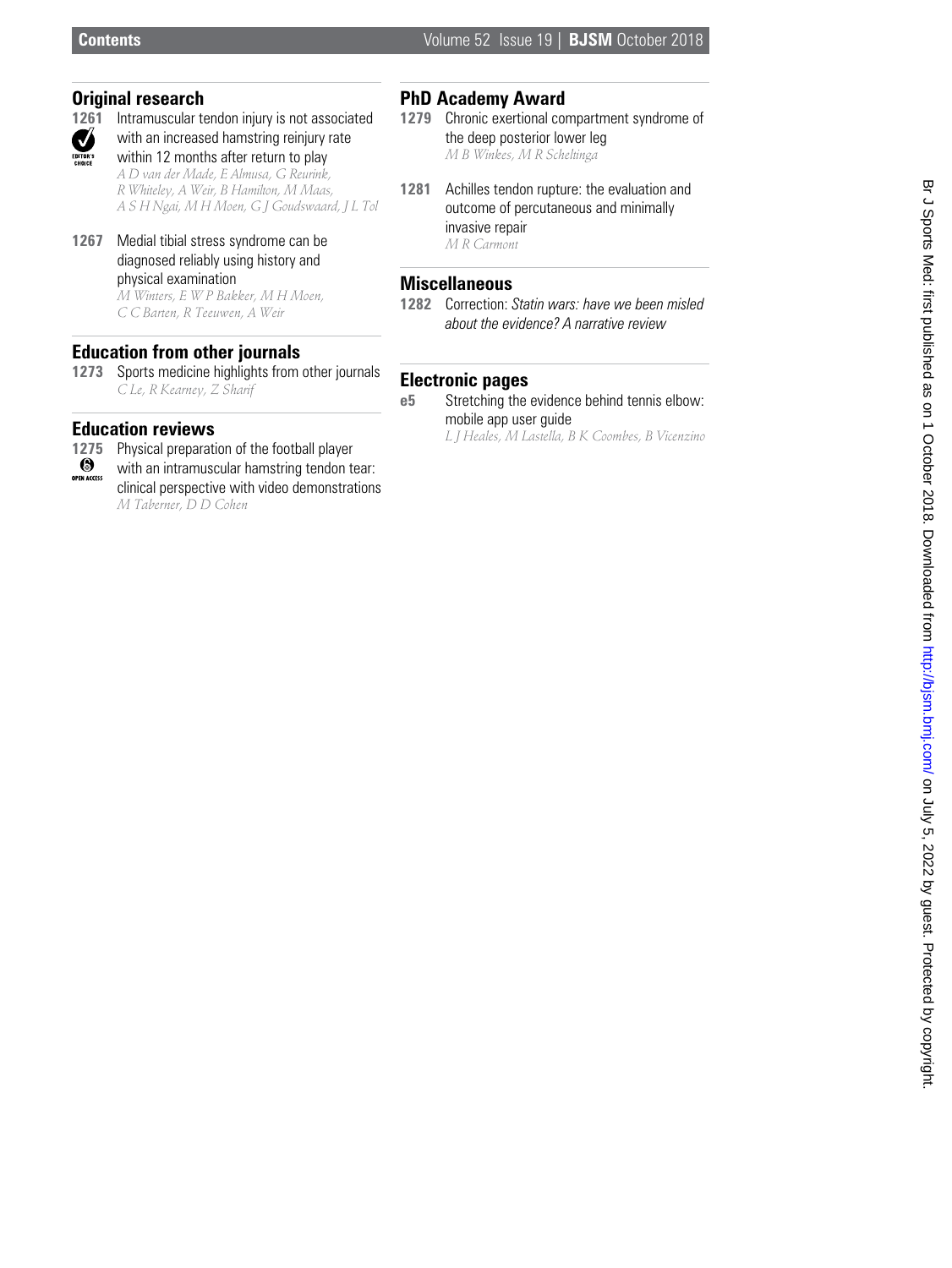# Contents

## Original research

**1261** Intramuscular tendon injury is not associated with an increased hamstring reinjury rate within 12 months after return to play

*A D van der Made, E Almusa, G Reurink, R Whiteley, A Weir, B Hamilton, M Maas, A S H Ngai, M H Moen, G J Goudswaard, J L Tol*

EDITOR'S CHOICE

**1267** Medial tibial stress syndrome can be diagnosed reliably using history and physical examination

*M Winters, E W P Bakker, M H Moen, C C Barten, R Teeuwen, A Weir*

## Education from other journals

**1273** Sports medicine highlights from other journals

*C Le, R Kearney, Z Sharif*

## Education reviews

**1275** Physical preparation of the football player with an intramuscular hamstring tendon tear: clinical perspective with video demonstrations

*M Taberner, D D Cohen*

OPEN ACCESS

## PhD Academy Award

**1279** Chronic exertional compartment syndrome of the deep posterior lower leg

*M B Winkes, M R Scheltinga*

**1281** Achilles tendon rupture: the evaluation and outcome of percutaneous and minimally invasive repair

*M R Carmont*

## Miscellaneous

**1282** Correction: *Statin wars: have we been misled about the evidence? A narrative review*

## Electronic pages

**e5** Stretching the evidence behind tennis elbow: mobile app user guide

*L J Heales, M Lastella, B K Coombes, B Vicenzino*